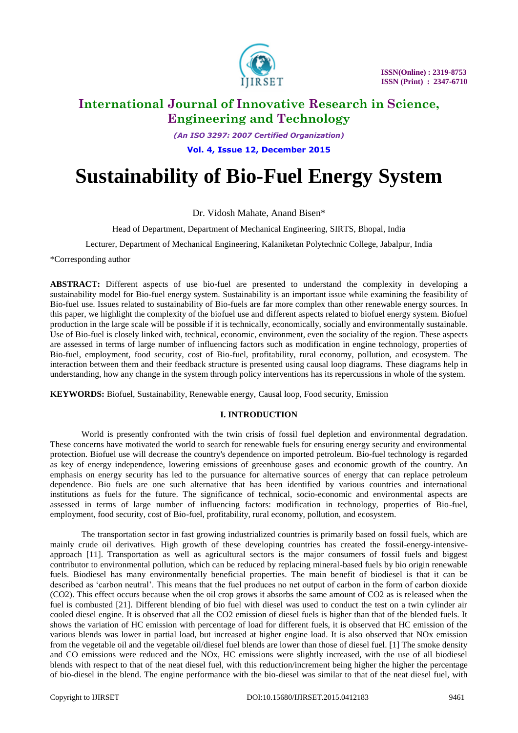# International Journal of Innovative Research in Science, Engineering and Technology

*(An ISO 3297: 2007 Certified Organization)*

**Vol. 4, Issue 12, December 2015**

# Sustainability of Bio-Fuel Energy System

Dr. Vidosh Mahate, Anand Bisen*

Head of Department, Department of Mechanical Engineering, SIRTS, Bhopal, India

Lecturer, Department of Mechanical Engineering, Kalaniketan Polytechnic College, Jabalpur, India

*Corresponding author

**ABSTRACT:** Different aspects of use bio-fuel are presented to understand the complexity in developing a sustainability model for Bio-fuel energy system. Sustainability is an important issue while examining the feasibility of Bio-fuel use. Issues related to sustainability of Bio-fuels are far more complex than other renewable energy sources. In this paper, we highlight the complexity of the biofuel use and different aspects related to biofuel energy system. Biofuel production in the large scale will be possible if it is technically, economically, socially and environmentally sustainable. Use of Bio-fuel is closely linked with, technical, economic, environment, even the sociality of the region. These aspects are assessed in terms of large number of influencing factors such as modification in engine technology, properties of Bio-fuel, employment, food security, cost of Bio-fuel, profitability, rural economy, pollution, and ecosystem. The interaction between them and their feedback structure is presented using causal loop diagrams. These diagrams help in understanding, how any change in the system through policy interventions has its repercussions in whole of the system.

**KEYWORDS:** Biofuel, Sustainability, Renewable energy, Causal loop, Food security, Emission

## I. INTRODUCTION

World is presently confronted with the twin crisis of fossil fuel depletion and environmental degradation. These concerns have motivated the world to search for renewable fuels for ensuring energy security and environmental protection. Biofuel use will decrease the country's dependence on imported petroleum. Bio-fuel technology is regarded as key of energy independence, lowering emissions of greenhouse gases and economic growth of the country. An emphasis on energy security has led to the pursuance for alternative sources of energy that can replace petroleum dependence. Bio fuels are one such alternative that has been identified by various countries and international institutions as fuels for the future. The significance of technical, socio-economic and environmental aspects are assessed in terms of large number of influencing factors: modification in technology, properties of Bio-fuel, employment, food security, cost of Bio-fuel, profitability, rural economy, pollution, and ecosystem.

The transportation sector in fast growing industrialized countries is primarily based on fossil fuels, which are mainly crude oil derivatives. High growth of these developing countries has created the fossil-energy-intensive-approach [11]. Transportation as well as agricultural sectors is the major consumers of fossil fuels and biggest contributor to environmental pollution, which can be reduced by replacing mineral-based fuels by bio origin renewable fuels. Biodiesel has many environmentally beneficial properties. The main benefit of biodiesel is that it can be described as 'carbon neutral'. This means that the fuel produces no net output of carbon in the form of carbon dioxide ($CO_2$). This effect occurs because when the oil crop grows it absorbs the same amount of $CO_2$ as is released when the fuel is combusted [21]. Different blending of bio fuel with diesel was used to conduct the test on a twin cylinder air cooled diesel engine. It is observed that all the $CO_2$ emission of diesel fuels is higher than that of the blended fuels. It shows the variation of HC emission with percentage of load for different fuels, it is observed that HC emission of the various blends was lower in partial load, but increased at higher engine load. It is also observed that $NO_x$ emission from the vegetable oil and the vegetable oil/diesel fuel blends are lower than those of diesel fuel. [1] The smoke density and CO emissions were reduced and the $NO_x$, HC emissions were slightly increased, with the use of all biodiesel blends with respect to that of the neat diesel fuel, with this reduction/increment being higher the higher the percentage of bio-diesel in the blend. The engine performance with the bio-diesel was similar to that of the neat diesel fuel, with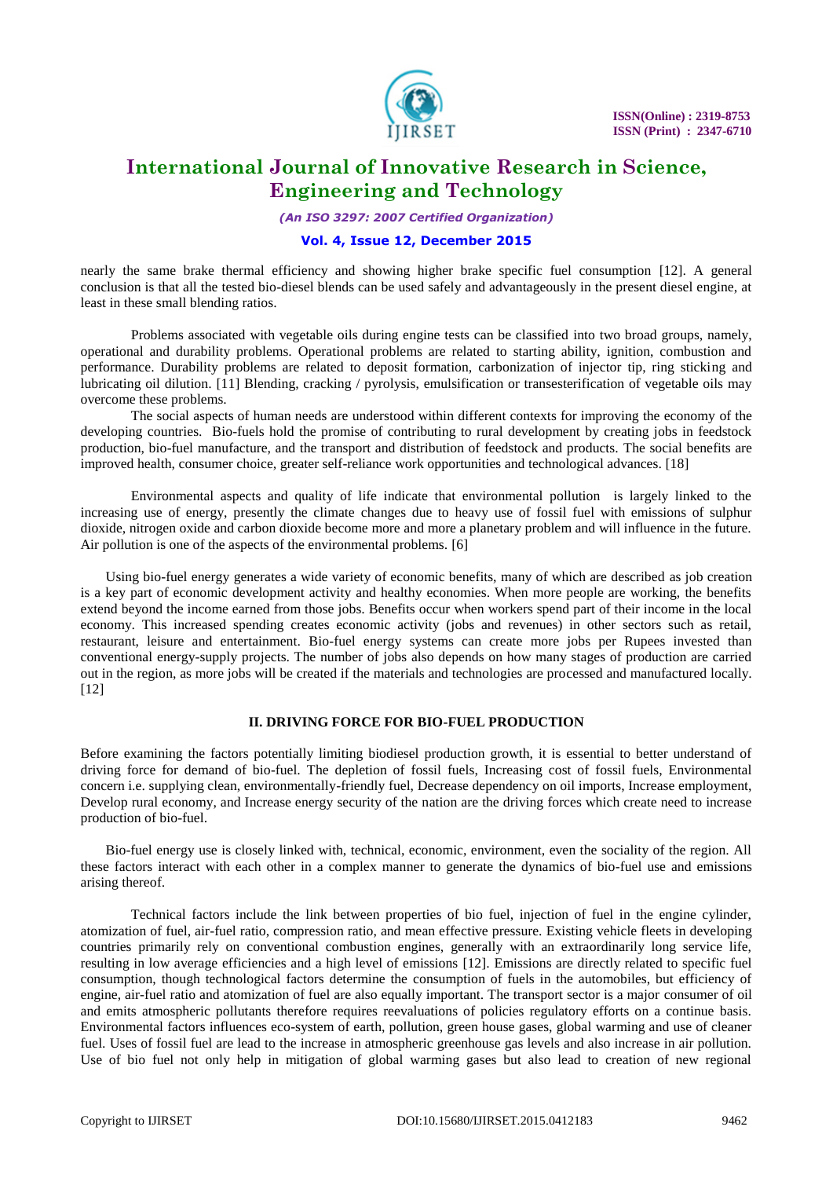nearly the same brake thermal efficiency and showing higher brake specific fuel consumption [12]. A general conclusion is that all the tested bio-diesel blends can be used safely and advantageously in the present diesel engine, at least in these small blending ratios.

Problems associated with vegetable oils during engine tests can be classified into two broad groups, namely, operational and durability problems. Operational problems are related to starting ability, ignition, combustion and performance. Durability problems are related to deposit formation, carbonization of injector tip, ring sticking and lubricating oil dilution. [11] Blending, cracking / pyrolysis, emulsification or transesterification of vegetable oils may overcome these problems.

The social aspects of human needs are understood within different contexts for improving the economy of the developing countries. Bio-fuels hold the promise of contributing to rural development by creating jobs in feedstock production, bio-fuel manufacture, and the transport and distribution of feedstock and products. The social benefits are improved health, consumer choice, greater self-reliance work opportunities and technological advances. [18]

Environmental aspects and quality of life indicate that environmental pollution is largely linked to the increasing use of energy, presently the climate changes due to heavy use of fossil fuel with emissions of sulphur dioxide, nitrogen oxide and carbon dioxide become more and more a planetary problem and will influence in the future. Air pollution is one of the aspects of the environmental problems. [6]

Using bio-fuel energy generates a wide variety of economic benefits, many of which are described as job creation is a key part of economic development activity and healthy economies. When more people are working, the benefits extend beyond the income earned from those jobs. Benefits occur when workers spend part of their income in the local economy. This increased spending creates economic activity (jobs and revenues) in other sectors such as retail, restaurant, leisure and entertainment. Bio-fuel energy systems can create more jobs per Rupees invested than conventional energy-supply projects. The number of jobs also depends on how many stages of production are carried out in the region, as more jobs will be created if the materials and technologies are processed and manufactured locally. [12]

## II. DRIVING FORCE FOR BIO-FUEL PRODUCTION

Before examining the factors potentially limiting biodiesel production growth, it is essential to better understand of driving force for demand of bio-fuel. The depletion of fossil fuels, Increasing cost of fossil fuels, Environmental concern i.e. supplying clean, environmentally-friendly fuel, Decrease dependency on oil imports, Increase employment, Develop rural economy, and Increase energy security of the nation are the driving forces which create need to increase production of bio-fuel.

Bio-fuel energy use is closely linked with, technical, economic, environment, even the sociality of the region. All these factors interact with each other in a complex manner to generate the dynamics of bio-fuel use and emissions arising thereof.

Technical factors include the link between properties of bio fuel, injection of fuel in the engine cylinder, atomization of fuel, air-fuel ratio, compression ratio, and mean effective pressure. Existing vehicle fleets in developing countries primarily rely on conventional combustion engines, generally with an extraordinarily long service life, resulting in low average efficiencies and a high level of emissions [12]. Emissions are directly related to specific fuel consumption, though technological factors determine the consumption of fuels in the automobiles, but efficiency of engine, air-fuel ratio and atomization of fuel are also equally important. The transport sector is a major consumer of oil and emits atmospheric pollutants therefore requires reevaluations of policies regulatory efforts on a continue basis. Environmental factors influences eco-system of earth, pollution, green house gases, global warming and use of cleaner fuel. Uses of fossil fuel are lead to the increase in atmospheric greenhouse gas levels and also increase in air pollution. Use of bio fuel not only help in mitigation of global warming gases but also lead to creation of new regional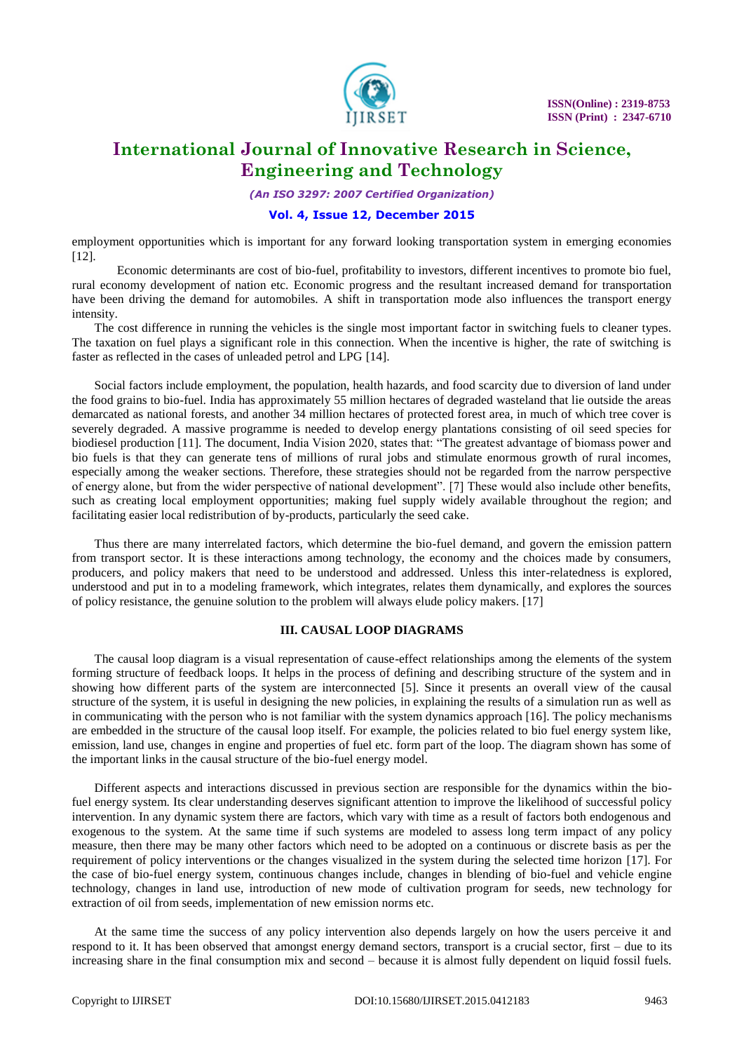employment opportunities which is important for any forward looking transportation system in emerging economies [12].

Economic determinants are cost of bio-fuel, profitability to investors, different incentives to promote bio fuel, rural economy development of nation etc. Economic progress and the resultant increased demand for transportation have been driving the demand for automobiles. A shift in transportation mode also influences the transport energy intensity.

The cost difference in running the vehicles is the single most important factor in switching fuels to cleaner types. The taxation on fuel plays a significant role in this connection. When the incentive is higher, the rate of switching is faster as reflected in the cases of unleaded petrol and LPG [14].

Social factors include employment, the population, health hazards, and food scarcity due to diversion of land under the food grains to bio-fuel. India has approximately 55 million hectares of degraded wasteland that lie outside the areas demarcated as national forests, and another 34 million hectares of protected forest area, in much of which tree cover is severely degraded. A massive programme is needed to develop energy plantations consisting of oil seed species for biodiesel production [11]. The document, India Vision 2020, states that: "The greatest advantage of biomass power and bio fuels is that they can generate tens of millions of rural jobs and stimulate enormous growth of rural incomes, especially among the weaker sections. Therefore, these strategies should not be regarded from the narrow perspective of energy alone, but from the wider perspective of national development". [7] These would also include other benefits, such as creating local employment opportunities; making fuel supply widely available throughout the region; and facilitating easier local redistribution of by-products, particularly the seed cake.

Thus there are many interrelated factors, which determine the bio-fuel demand, and govern the emission pattern from transport sector. It is these interactions among technology, the economy and the choices made by consumers, producers, and policy makers that need to be understood and addressed. Unless this inter-relatedness is explored, understood and put in to a modeling framework, which integrates, relates them dynamically, and explores the sources of policy resistance, the genuine solution to the problem will always elude policy makers. [17]

## III. CAUSAL LOOP DIAGRAMS

The causal loop diagram is a visual representation of cause-effect relationships among the elements of the system forming structure of feedback loops. It helps in the process of defining and describing structure of the system and in showing how different parts of the system are interconnected [5]. Since it presents an overall view of the causal structure of the system, it is useful in designing the new policies, in explaining the results of a simulation run as well as in communicating with the person who is not familiar with the system dynamics approach [16]. The policy mechanisms are embedded in the structure of the causal loop itself. For example, the policies related to bio fuel energy system like, emission, land use, changes in engine and properties of fuel etc. form part of the loop. The diagram shown has some of the important links in the causal structure of the bio-fuel energy model.

Different aspects and interactions discussed in previous section are responsible for the dynamics within the bio-fuel energy system. Its clear understanding deserves significant attention to improve the likelihood of successful policy intervention. In any dynamic system there are factors, which vary with time as a result of factors both endogenous and exogenous to the system. At the same time if such systems are modeled to assess long term impact of any policy measure, then there may be many other factors which need to be adopted on a continuous or discrete basis as per the requirement of policy interventions or the changes visualized in the system during the selected time horizon [17]. For the case of bio-fuel energy system, continuous changes include, changes in blending of bio-fuel and vehicle engine technology, changes in land use, introduction of new mode of cultivation program for seeds, new technology for extraction of oil from seeds, implementation of new emission norms etc.

At the same time the success of any policy intervention also depends largely on how the users perceive it and respond to it. It has been observed that amongst energy demand sectors, transport is a crucial sector, first – due to its increasing share in the final consumption mix and second – because it is almost fully dependent on liquid fossil fuels.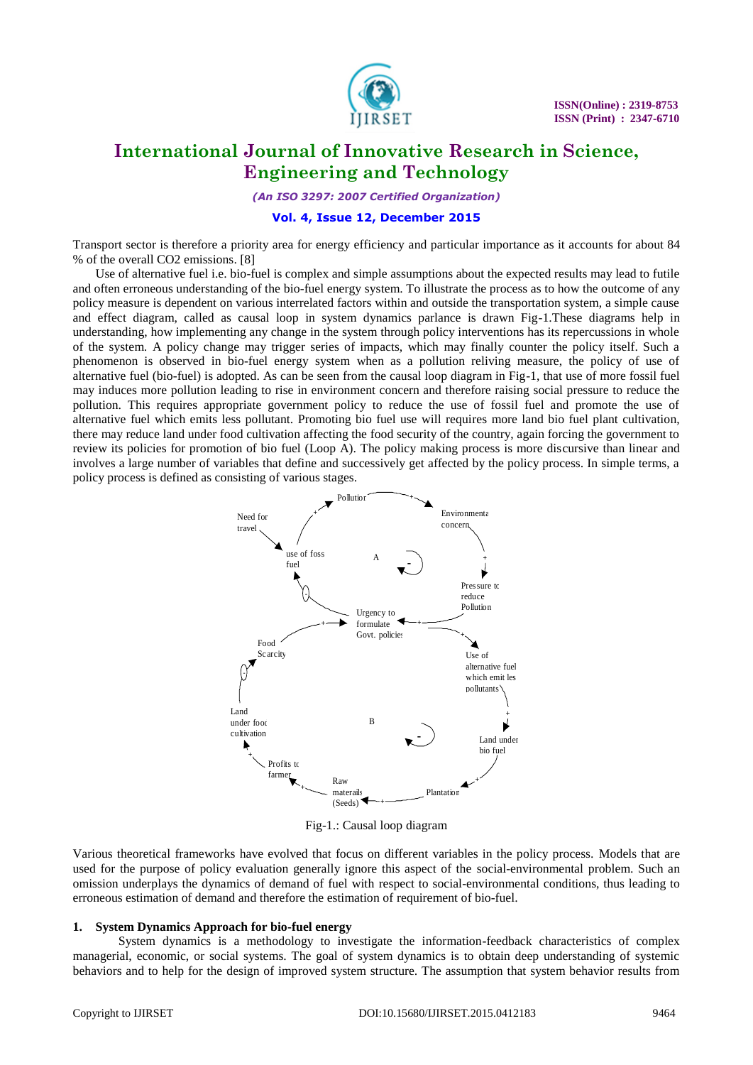Transport sector is therefore a priority area for energy efficiency and particular importance as it accounts for about 84 % of the overall CO2 emissions. [8]

Use of alternative fuel i.e. bio-fuel is complex and simple assumptions about the expected results may lead to futile and often erroneous understanding of the bio-fuel energy system. To illustrate the process as to how the outcome of any policy measure is dependent on various interrelated factors within and outside the transportation system, a simple cause and effect diagram, called as causal loop in system dynamics parlance is drawn Fig-1.These diagrams help in understanding, how implementing any change in the system through policy interventions has its repercussions in whole of the system. A policy change may trigger series of impacts, which may finally counter the policy itself. Such a phenomenon is observed in bio-fuel energy system when as a pollution reliving measure, the policy of use of alternative fuel (bio-fuel) is adopted. As can be seen from the causal loop diagram in Fig-1, that use of more fossil fuel may induces more pollution leading to rise in environment concern and therefore raising social pressure to reduce the pollution. This requires appropriate government policy to reduce the use of fossil fuel and promote the use of alternative fuel which emits less pollutant. Promoting bio fuel use will requires more land bio fuel plant cultivation, there may reduce land under food cultivation affecting the food security of the country, again forcing the government to review its policies for promotion of bio fuel (Loop A). The policy making process is more discursive than linear and involves a large number of variables that define and successively get affected by the policy process. In simple terms, a policy process is defined as consisting of various stages.

Fig-1.: Causal loop diagram

Various theoretical frameworks have evolved that focus on different variables in the policy process. Models that are used for the purpose of policy evaluation generally ignore this aspect of the social-environmental problem. Such an omission underplays the dynamics of demand of fuel with respect to social-environmental conditions, thus leading to erroneous estimation of demand and therefore the estimation of requirement of bio-fuel.

## 1. System Dynamics Approach for bio-fuel energy

System dynamics is a methodology to investigate the information-feedback characteristics of complex managerial, economic, or social systems. The goal of system dynamics is to obtain deep understanding of systemic behaviors and to help for the design of improved system structure. The assumption that system behavior results from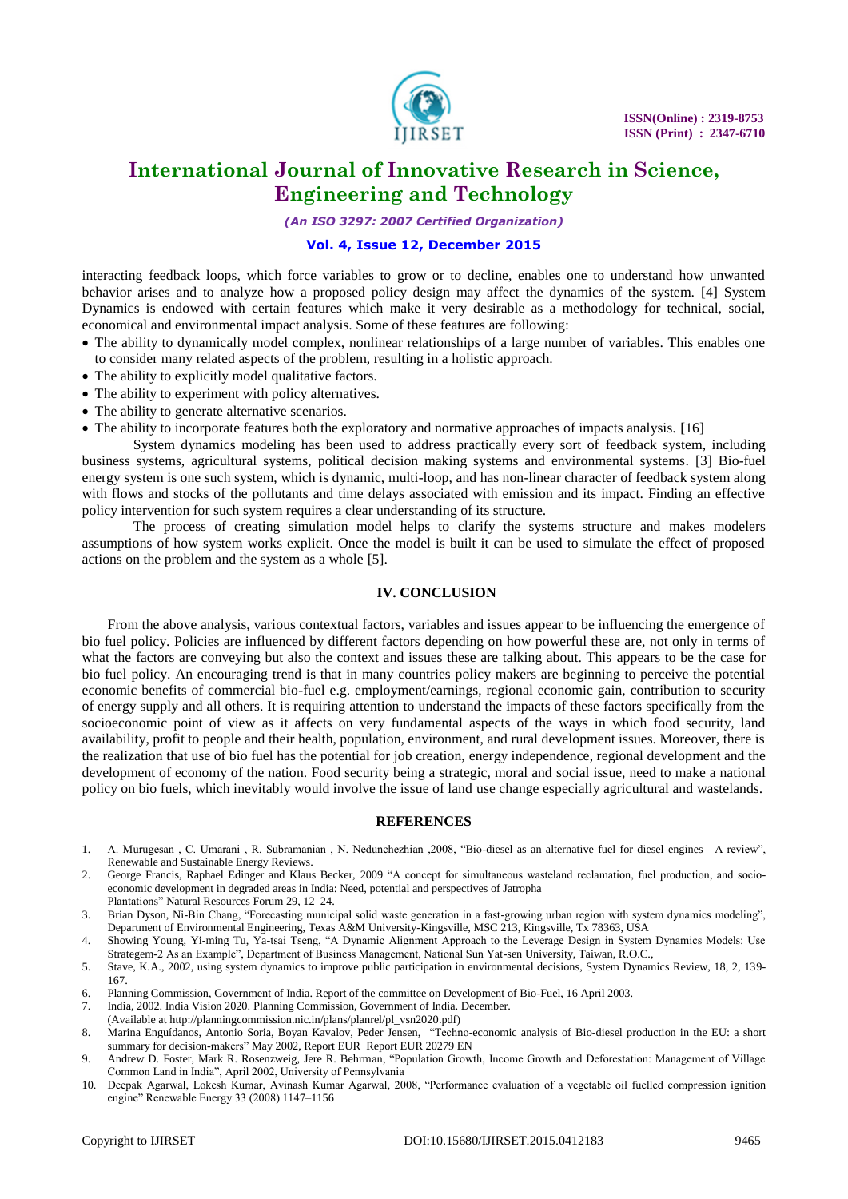interacting feedback loops, which force variables to grow or to decline, enables one to understand how unwanted behavior arises and to analyze how a proposed policy design may affect the dynamics of the system. [4] System Dynamics is endowed with certain features which make it very desirable as a methodology for technical, social, economical and environmental impact analysis. Some of these features are following:

- The ability to dynamically model complex, nonlinear relationships of a large number of variables. This enables one to consider many related aspects of the problem, resulting in a holistic approach.
- The ability to explicitly model qualitative factors.
- The ability to experiment with policy alternatives.
- The ability to generate alternative scenarios.
- The ability to incorporate features both the exploratory and normative approaches of impacts analysis. [16]

System dynamics modeling has been used to address practically every sort of feedback system, including business systems, agricultural systems, political decision making systems and environmental systems. [3] Bio-fuel energy system is one such system, which is dynamic, multi-loop, and has non-linear character of feedback system along with flows and stocks of the pollutants and time delays associated with emission and its impact. Finding an effective policy intervention for such system requires a clear understanding of its structure.

The process of creating simulation model helps to clarify the systems structure and makes modelers assumptions of how system works explicit. Once the model is built it can be used to simulate the effect of proposed actions on the problem and the system as a whole [5].

## IV. CONCLUSION

From the above analysis, various contextual factors, variables and issues appear to be influencing the emergence of bio fuel policy. Policies are influenced by different factors depending on how powerful these are, not only in terms of what the factors are conveying but also the context and issues these are talking about. This appears to be the case for bio fuel policy. An encouraging trend is that in many countries policy makers are beginning to perceive the potential economic benefits of commercial bio-fuel e.g. employment/earnings, regional economic gain, contribution to security of energy supply and all others. It is requiring attention to understand the impacts of these factors specifically from the socioeconomic point of view as it affects on very fundamental aspects of the ways in which food security, land availability, profit to people and their health, population, environment, and rural development issues. Moreover, there is the realization that use of bio fuel has the potential for job creation, energy independence, regional development and the development of economy of the nation. Food security being a strategic, moral and social issue, need to make a national policy on bio fuels, which inevitably would involve the issue of land use change especially agricultural and wastelands.

## REFERENCES

1. A. Murugesan , C. Umarani , R. Subramanian , N. Nedunchezhian ,2008, "Bio-diesel as an alternative fuel for diesel engines—A review", Renewable and Sustainable Energy Reviews.
2. George Francis, Raphael Edinger and Klaus Becker, 2009 "A concept for simultaneous wasteland reclamation, fuel production, and socio-economic development in degraded areas in India: Need, potential and perspectives of Jatropha Plantations" Natural Resources Forum 29, 12–24.
3. Brian Dyson, Ni-Bin Chang, "Forecasting municipal solid waste generation in a fast-growing urban region with system dynamics modeling", Department of Environmental Engineering, Texas A&M University-Kingsville, MSC 213, Kingsville, Tx 78363, USA
4. Showing Young, Yi-ming Tu, Ya-tsai Tseng, "A Dynamic Alignment Approach to the Leverage Design in System Dynamics Models: Use Strategem-2 As an Example", Department of Business Management, National Sun Yat-sen University, Taiwan, R.O.C.,
5. Stave, K.A., 2002, using system dynamics to improve public participation in environmental decisions, System Dynamics Review, 18, 2, 139-167.
6. Planning Commission, Government of India. Report of the committee on Development of Bio-Fuel, 16 April 2003.
7. India, 2002. India Vision 2020. Planning Commission, Government of India. December. (Available at http://planningcommission.nic.in/plans/planrel/pl_vsn2020.pdf)
8. Marina Enguídanos, Antonio Soria, Boyan Kavalov, Peder Jensen, "Techno-economic analysis of Bio-diesel production in the EU: a short summary for decision-makers" May 2002, Report EUR Report EUR 20279 EN
9. Andrew D. Foster, Mark R. Rosenzweig, Jere R. Behrman, "Population Growth, Income Growth and Deforestation: Management of Village Common Land in India", April 2002, University of Pennsylvania
10. Deepak Agarwal, Lokesh Kumar, Avinash Kumar Agarwal, 2008, "Performance evaluation of a vegetable oil fuelled compression ignition engine" Renewable Energy 33 (2008) 1147–1156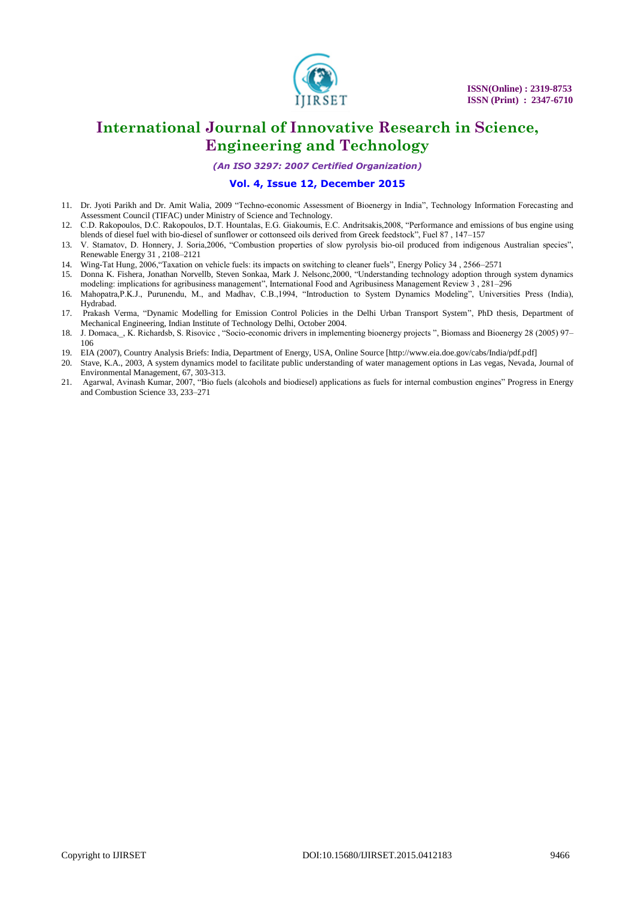11. Dr. Jyoti Parikh and Dr. Amit Walia, 2009 "Techno-economic Assessment of Bioenergy in India", Technology Information Forecasting and Assessment Council (TIFAC) under Ministry of Science and Technology.
12. C.D. Rakopoulos, D.C. Rakopoulos, D.T. Hountalas, E.G. Giakoumis, E.C. Andritsakis,2008, "Performance and emissions of bus engine using blends of diesel fuel with bio-diesel of sunflower or cottonseed oils derived from Greek feedstock", Fuel 87 , 147–157
13. V. Stamatov, D. Honnery, J. Soria,2006, "Combustion properties of slow pyrolysis bio-oil produced from indigenous Australian species", Renewable Energy 31 , 2108–2121
14. Wing-Tat Hung, 2006,"Taxation on vehicle fuels: its impacts on switching to cleaner fuels", Energy Policy 34 , 2566–2571
15. Donna K. Fishera, Jonathan Norvellb, Steven Sonkaa, Mark J. Nelsonc,2000, "Understanding technology adoption through system dynamics modeling: implications for agribusiness management", International Food and Agribusiness Management Review 3 , 281–296
16. Mahopatra,P.K.J., Purunendu, M., and Madhav, C.B.,1994, "Introduction to System Dynamics Modeling", Universities Press (India), Hydrabad.
17. Prakash Verma, "Dynamic Modelling for Emission Control Policies in the Delhi Urban Transport System", PhD thesis, Department of Mechanical Engineering, Indian Institute of Technology Delhi, October 2004.
18. J. Domaca,_, K. Richardsb, S. Risovicc , "Socio-economic drivers in implementing bioenergy projects ", Biomass and Bioenergy 28 (2005) 97–106
19. EIA (2007), Country Analysis Briefs: India, Department of Energy, USA, Online Source [http://www.eia.doe.gov/cabs/India/pdf.pdf]
20. Stave, K.A., 2003, A system dynamics model to facilitate public understanding of water management options in Las vegas, Nevada, Journal of Environmental Management, 67, 303-313.
21. Agarwal, Avinash Kumar, 2007, "Bio fuels (alcohols and biodiesel) applications as fuels for internal combustion engines" Progress in Energy and Combustion Science 33, 233–271